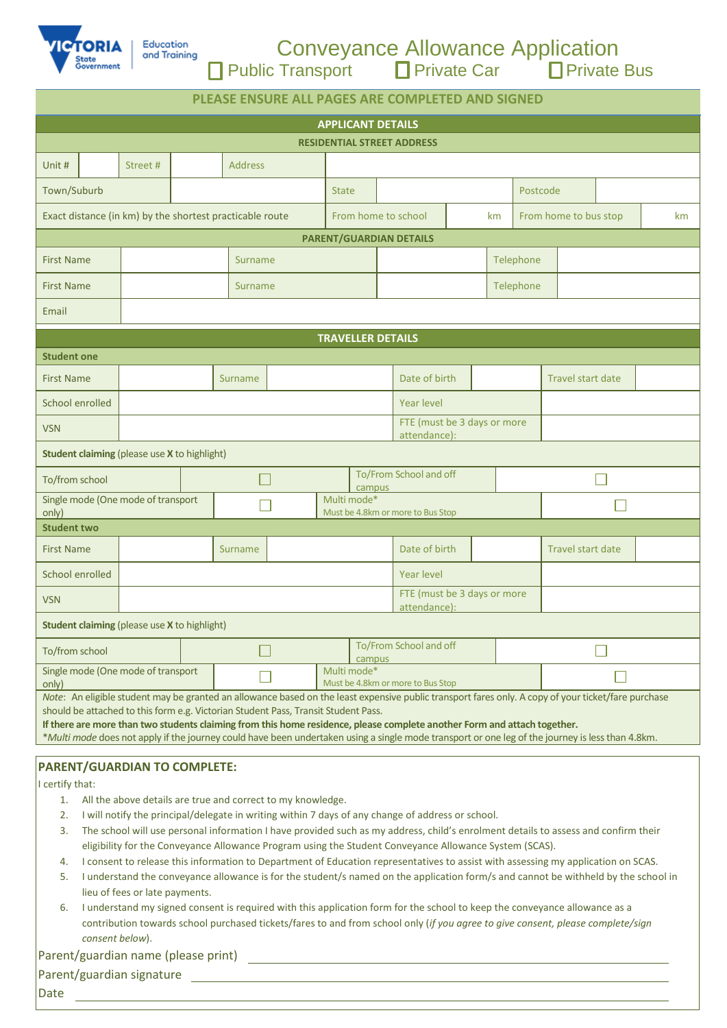Victoria State Government — Education and Training

# Conveyance Allowance Application

☐ Public Transport ☐ Private Car ☐ Private Bus

**PLEASE ENSURE ALL PAGES ARE COMPLETED AND SIGNED**

## APPLICANT DETAILS

**RESIDENTIAL STREET ADDRESS**

| Unit # | | Street # | | Address | | | |
|---|---|---|---|---|---|---|---|
| Town/Suburb | | State | | Postcode | | | |
| Exact distance (in km) by the shortest practicable route | | From home to school | km | From home to bus stop | km | | |

**PARENT/GUARDIAN DETAILS**

| First Name | | Surname | | Telephone | |
|---|---|---|---|---|---|
| First Name | | Surname | | Telephone | |
| Email | | | | | |

## TRAVELLER DETAILS

**Student one**

| First Name | | Surname | | Date of birth | | Travel start date | |
|---|---|---|---|---|---|---|---|
| School enrolled | | | | Year level | | | |
| VSN | | | | FTE (must be 3 days or more attendance): | | | |

**Student claiming** (please use **X** to highlight)

| To/from school | ☐ | To/From School and off campus | ☐ |
|---|---|---|---|
| Single mode (One mode of transport only) | ☐ | Multi mode* Must be 4.8km or more to Bus Stop | ☐ |

**Student two**

| First Name | | Surname | | Date of birth | | Travel start date | |
|---|---|---|---|---|---|---|---|
| School enrolled | | | | Year level | | | |
| VSN | | | | FTE (must be 3 days or more attendance): | | | |

**Student claiming** (please use **X** to highlight)

| To/from school | ☐ | To/From School and off campus | ☐ |
|---|---|---|---|
| Single mode (One mode of transport only) | ☐ | Multi mode* Must be 4.8km or more to Bus Stop | ☐ |

*Note*: An eligible student may be granted an allowance based on the least expensive public transport fares only. A copy of your ticket/fare purchase should be attached to this form e.g. Victorian Student Pass, Transit Student Pass.

**If there are more than two students claiming from this home residence, please complete another Form and attach together.**

*\*Multi mode* does not apply if the journey could have been undertaken using a single mode transport or one leg of the journey is less than 4.8km.

## PARENT/GUARDIAN TO COMPLETE:

I certify that:

1. All the above details are true and correct to my knowledge.
2. I will notify the principal/delegate in writing within 7 days of any change of address or school.
3. The school will use personal information I have provided such as my address, child's enrolment details to assess and confirm their eligibility for the Conveyance Allowance Program using the Student Conveyance Allowance System (SCAS).
4. I consent to release this information to Department of Education representatives to assist with assessing my application on SCAS.
5. I understand the conveyance allowance is for the student/s named on the application form/s and cannot be withheld by the school in lieu of fees or late payments.
6. I understand my signed consent is required with this application form for the school to keep the conveyance allowance as a contribution towards school purchased tickets/fares to and from school only (*if you agree to give consent, please complete/sign consent below*).

Parent/guardian name (please print) ______________________________

Parent/guardian signature ______________________________

Date ______________________________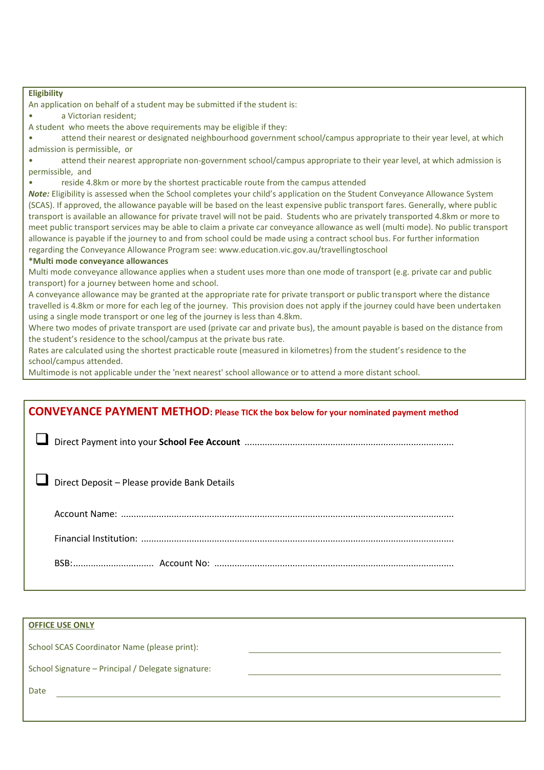**Eligibility**

An application on behalf of a student may be submitted if the student is:

- a Victorian resident;

A student who meets the above requirements may be eligible if they:

- attend their nearest or designated neighbourhood government school/campus appropriate to their year level, at which admission is permissible, or
- attend their nearest appropriate non-government school/campus appropriate to their year level, at which admission is permissible, and
- reside 4.8km or more by the shortest practicable route from the campus attended

***Note:*** Eligibility is assessed when the School completes your child's application on the Student Conveyance Allowance System (SCAS). If approved, the allowance payable will be based on the least expensive public transport fares. Generally, where public transport is available an allowance for private travel will not be paid. Students who are privately transported 4.8km or more to meet public transport services may be able to claim a private car conveyance allowance as well (multi mode). No public transport allowance is payable if the journey to and from school could be made using a contract school bus. For further information regarding the Conveyance Allowance Program see: www.education.vic.gov.au/travellingtoschool

**\*Multi mode conveyance allowances**

Multi mode conveyance allowance applies when a student uses more than one mode of transport (e.g. private car and public transport) for a journey between home and school.

A conveyance allowance may be granted at the appropriate rate for private transport or public transport where the distance travelled is 4.8km or more for each leg of the journey. This provision does not apply if the journey could have been undertaken using a single mode transport or one leg of the journey is less than 4.8km.

Where two modes of private transport are used (private car and private bus), the amount payable is based on the distance from the student's residence to the school/campus at the private bus rate.

Rates are calculated using the shortest practicable route (measured in kilometres) from the student's residence to the school/campus attended.

Multimode is not applicable under the 'next nearest' school allowance or to attend a more distant school.

## CONVEYANCE PAYMENT METHOD: Please TICK the box below for your nominated payment method

☐ Direct Payment into your **School Fee Account** ..................................................................................

☐ Direct Deposit – Please provide Bank Details

Account Name: ..................................................................................................................................

Financial Institution: ..........................................................................................................................

BSB:................................ Account No: ..............................................................................................

**OFFICE USE ONLY**

School SCAS Coordinator Name (please print): ______________________________

School Signature – Principal / Delegate signature: ______________________________

Date ______________________________